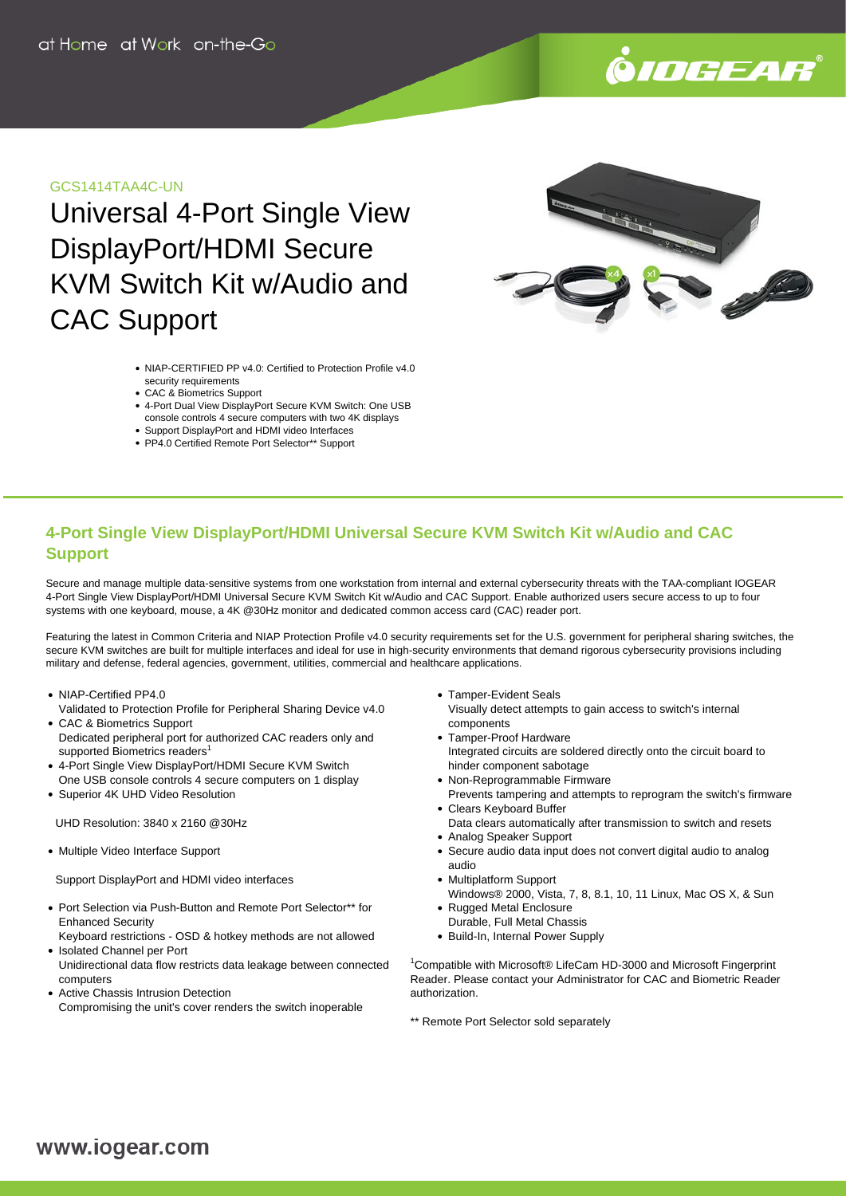GCS1414TAA4C-UN

# Universal 4-Port Single View DisplayPort/HDMI Secure KVM Switch Kit w/Audio and CAC Support

- NIAP-CERTIFIED PP v4.0: Certified to Protection Profile v4.0 security requirements
- CAC & Biometrics Support
- 4-Port Dual View DisplayPort Secure KVM Switch: One USB console controls 4 secure computers with two 4K displays
- Support DisplayPort and HDMI video Interfaces
- PP4.0 Certified Remote Port Selector** Support

## 4-Port Single View DisplayPort/HDMI Universal Secure KVM Switch Kit w/Audio and CAC Support

Secure and manage multiple data-sensitive systems from one workstation from internal and external cybersecurity threats with the TAA-compliant IOGEAR 4-Port Single View DisplayPort/HDMI Universal Secure KVM Switch Kit w/Audio and CAC Support. Enable authorized users secure access to up to four systems with one keyboard, mouse, a 4K @30Hz monitor and dedicated common access card (CAC) reader port.

Featuring the latest in Common Criteria and NIAP Protection Profile v4.0 security requirements set for the U.S. government for peripheral sharing switches, the secure KVM switches are built for multiple interfaces and ideal for use in high-security environments that demand rigorous cybersecurity provisions including military and defense, federal agencies, government, utilities, commercial and healthcare applications.

- NIAP-Certified PP4.0
  Validated to Protection Profile for Peripheral Sharing Device v4.0
- CAC & Biometrics Support
  Dedicated peripheral port for authorized CAC readers only and supported Biometrics readers[1]
- 4-Port Single View DisplayPort/HDMI Secure KVM Switch
  One USB console controls 4 secure computers on 1 display
- Superior 4K UHD Video Resolution

  UHD Resolution: 3840 x 2160 @30Hz

- Multiple Video Interface Support

  Support DisplayPort and HDMI video interfaces

- Port Selection via Push-Button and Remote Port Selector** for Enhanced Security
  Keyboard restrictions - OSD & hotkey methods are not allowed
- Isolated Channel per Port
  Unidirectional data flow restricts data leakage between connected computers
- Active Chassis Intrusion Detection
  Compromising the unit's cover renders the switch inoperable
- Tamper-Evident Seals
  Visually detect attempts to gain access to switch's internal components
- Tamper-Proof Hardware
  Integrated circuits are soldered directly onto the circuit board to hinder component sabotage
- Non-Reprogrammable Firmware
  Prevents tampering and attempts to reprogram the switch's firmware
- Clears Keyboard Buffer
  Data clears automatically after transmission to switch and resets
- Analog Speaker Support
- Secure audio data input does not convert digital audio to analog audio
- Multiplatform Support
  Windows® 2000, Vista, 7, 8, 8.1, 10, 11 Linux, Mac OS X, & Sun
- Rugged Metal Enclosure
  Durable, Full Metal Chassis
- Build-In, Internal Power Supply

[1]Compatible with Microsoft® LifeCam HD-3000 and Microsoft Fingerprint Reader. Please contact your Administrator for CAC and Biometric Reader authorization.

** Remote Port Selector sold separately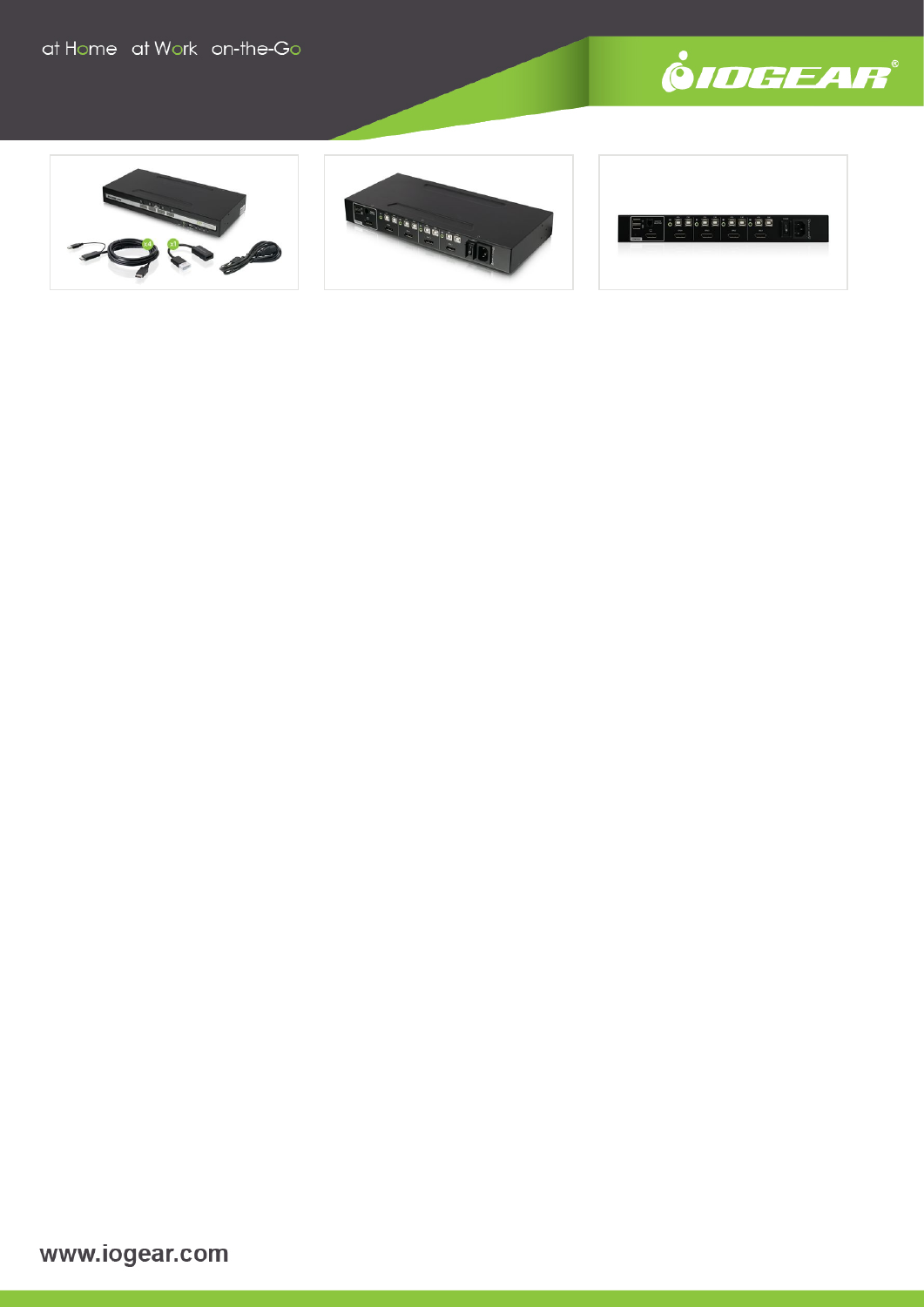at Home at Work on-the-Go

www.iogear.com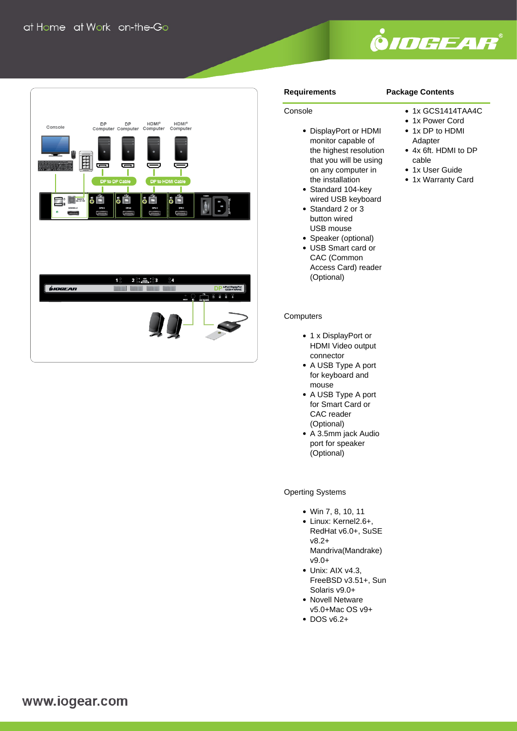## Requirements

Console

- DisplayPort or HDMI monitor capable of the highest resolution that you will be using on any computer in the installation
- Standard 104-key wired USB keyboard
- Standard 2 or 3 button wired USB mouse
- Speaker (optional)
- USB Smart card or CAC (Common Access Card) reader (Optional)

Computers

- 1 x DisplayPort or HDMI Video output connector
- A USB Type A port for keyboard and mouse
- A USB Type A port for Smart Card or CAC reader (Optional)
- A 3.5mm jack Audio port for speaker (Optional)

Operting Systems

- Win 7, 8, 10, 11
- Linux: Kernel2.6+, RedHat v6.0+, SuSE v8.2+ Mandriva(Mandrake) v9.0+
- Unix: AIX v4.3, FreeBSD v3.51+, Sun Solaris v9.0+
- Novell Netware v5.0+Mac OS v9+
- DOS v6.2+

## Package Contents

- 1x GCS1414TAA4C
- 1x Power Cord
- 1x DP to HDMI Adapter
- 4x 6ft. HDMI to DP cable
- 1x User Guide
- 1x Warranty Card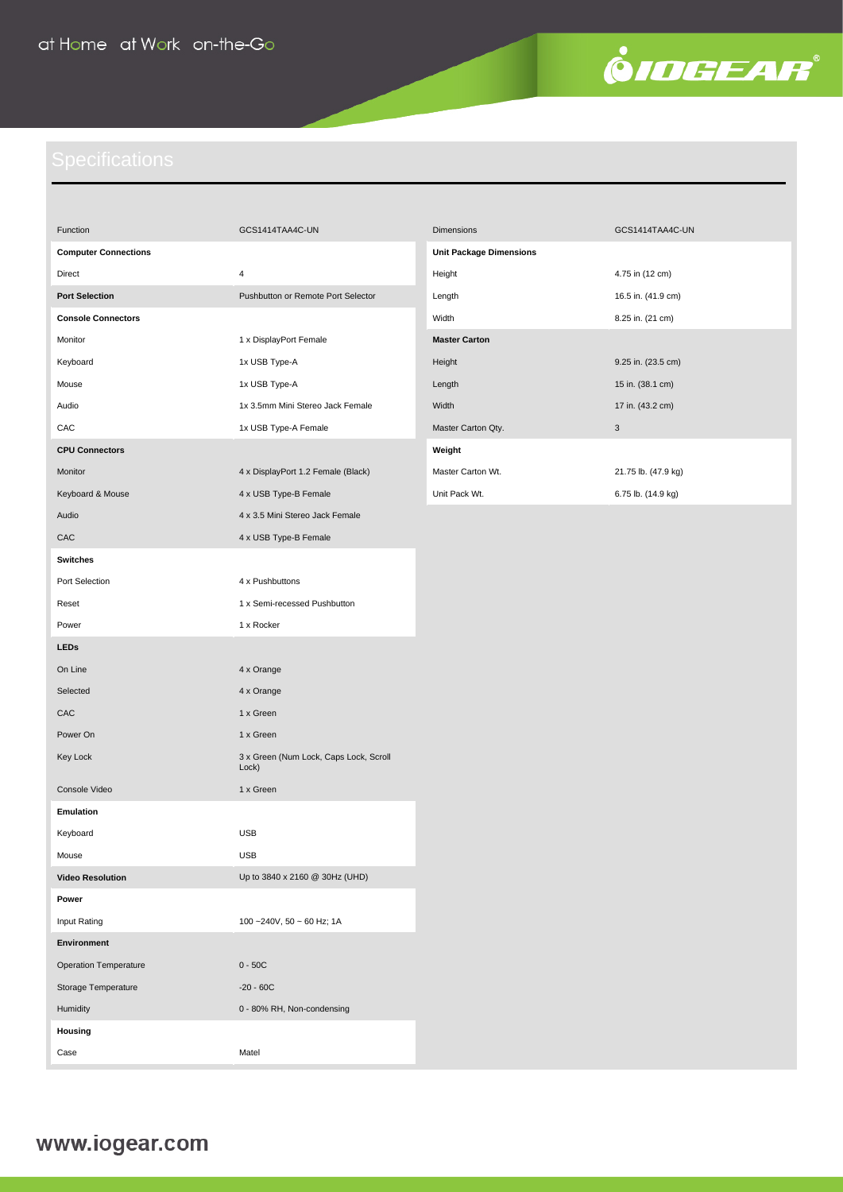## Specifications

| Function | GCS1414TAA4C-UN |
|---|---|
| **Computer Connections** | |
| Direct | 4 |
| **Port Selection** | Pushbutton or Remote Port Selector |
| **Console Connectors** | |
| Monitor | 1 x DisplayPort Female |
| Keyboard | 1x USB Type-A |
| Mouse | 1x USB Type-A |
| Audio | 1x 3.5mm Mini Stereo Jack Female |
| CAC | 1x USB Type-A Female |
| **CPU Connectors** | |
| Monitor | 4 x DisplayPort 1.2 Female (Black) |
| Keyboard & Mouse | 4 x USB Type-B Female |
| Audio | 4 x 3.5 Mini Stereo Jack Female |
| CAC | 4 x USB Type-B Female |
| **Switches** | |
| Port Selection | 4 x Pushbuttons |
| Reset | 1 x Semi-recessed Pushbutton |
| Power | 1 x Rocker |
| **LEDs** | |
| On Line | 4 x Orange |
| Selected | 4 x Orange |
| CAC | 1 x Green |
| Power On | 1 x Green |
| Key Lock | 3 x Green (Num Lock, Caps Lock, Scroll Lock) |
| Console Video | 1 x Green |
| **Emulation** | |
| Keyboard | USB |
| Mouse | USB |
| **Video Resolution** | Up to 3840 x 2160 @ 30Hz (UHD) |
| **Power** | |
| Input Rating | 100 ~240V, 50 ~ 60 Hz; 1A |
| **Environment** | |
| Operation Temperature | 0 - 50C |
| Storage Temperature | -20 - 60C |
| Humidity | 0 - 80% RH, Non-condensing |
| **Housing** | |
| Case | Matel |

| Dimensions | GCS1414TAA4C-UN |
|---|---|
| **Unit Package Dimensions** | |
| Height | 4.75 in (12 cm) |
| Length | 16.5 in. (41.9 cm) |
| Width | 8.25 in. (21 cm) |
| **Master Carton** | |
| Height | 9.25 in. (23.5 cm) |
| Length | 15 in. (38.1 cm) |
| Width | 17 in. (43.2 cm) |
| Master Carton Qty. | 3 |
| **Weight** | |
| Master Carton Wt. | 21.75 lb. (47.9 kg) |
| Unit Pack Wt. | 6.75 lb. (14.9 kg) |